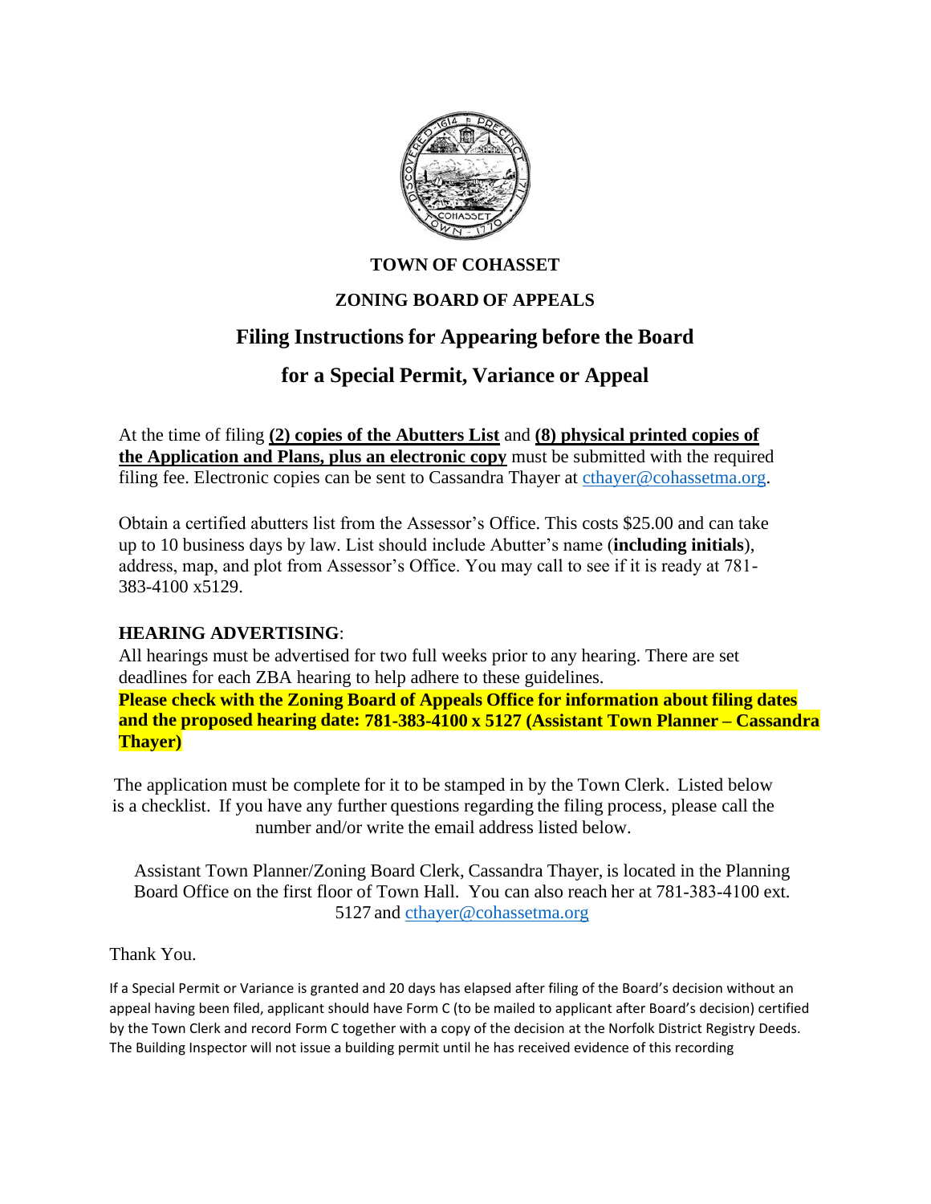# TOWN OF COHASSET

## ZONING BOARD OF APPEALS

## Filing Instructions for Appearing before the Board

## for a Special Permit, Variance or Appeal

At the time of filing **(2) copies of the Abutters List** and **(8) physical printed copies of the Application and Plans, plus an electronic copy** must be submitted with the required filing fee. Electronic copies can be sent to Cassandra Thayer at cthayer@cohassetma.org.

Obtain a certified abutters list from the Assessor's Office. This costs $25.00 and can take up to 10 business days by law. List should include Abutter's name (**including initials**), address, map, and plot from Assessor's Office. You may call to see if it is ready at 781-383-4100 x5129.

**HEARING ADVERTISING**:
All hearings must be advertised for two full weeks prior to any hearing. There are set deadlines for each ZBA hearing to help adhere to these guidelines.
**Please check with the Zoning Board of Appeals Office for information about filing dates and the proposed hearing date: 781-383-4100 x 5127 (Assistant Town Planner – Cassandra Thayer)**

The application must be complete for it to be stamped in by the Town Clerk. Listed below is a checklist. If you have any further questions regarding the filing process, please call the number and/or write the email address listed below.

Assistant Town Planner/Zoning Board Clerk, Cassandra Thayer, is located in the Planning Board Office on the first floor of Town Hall. You can also reach her at 781-383-4100 ext. 5127 and cthayer@cohassetma.org

Thank You.

If a Special Permit or Variance is granted and 20 days has elapsed after filing of the Board's decision without an appeal having been filed, applicant should have Form C (to be mailed to applicant after Board's decision) certified by the Town Clerk and record Form C together with a copy of the decision at the Norfolk District Registry Deeds. The Building Inspector will not issue a building permit until he has received evidence of this recording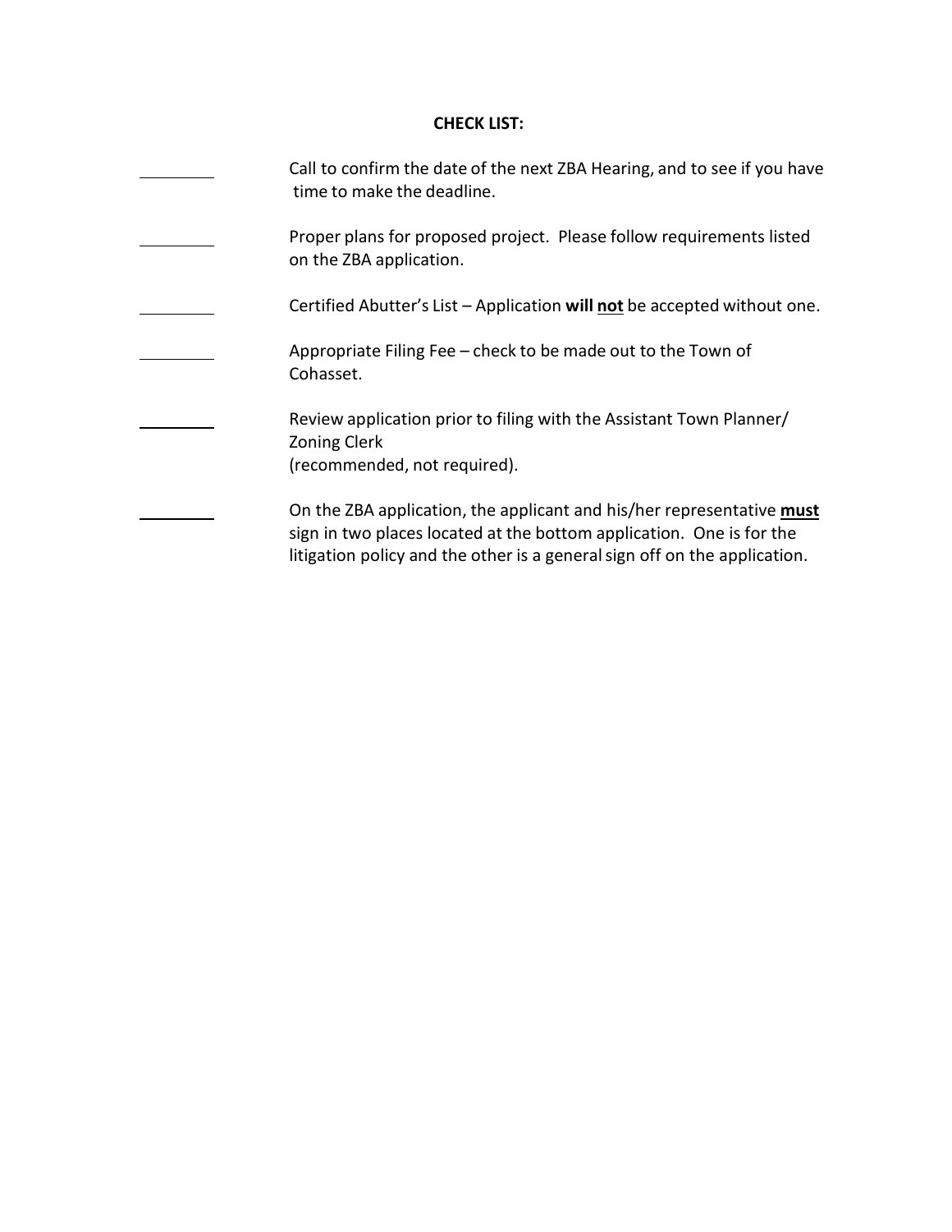**CHECK LIST:**

- \_\_\_\_\_\_\_\_\_ Call to confirm the date of the next ZBA Hearing, and to see if you have time to make the deadline.

- \_\_\_\_\_\_\_\_\_ Proper plans for proposed project. Please follow requirements listed on the ZBA application.

- \_\_\_\_\_\_\_\_\_ Certified Abutter's List – Application **will <u>not</u>** be accepted without one.

- \_\_\_\_\_\_\_\_\_ Appropriate Filing Fee – check to be made out to the Town of Cohasset.

- \_\_\_\_\_\_\_\_\_ Review application prior to filing with the Assistant Town Planner/ Zoning Clerk (recommended, not required).

- \_\_\_\_\_\_\_\_\_ On the ZBA application, the applicant and his/her representative **<u>must</u>** sign in two places located at the bottom application. One is for the litigation policy and the other is a general sign off on the application.